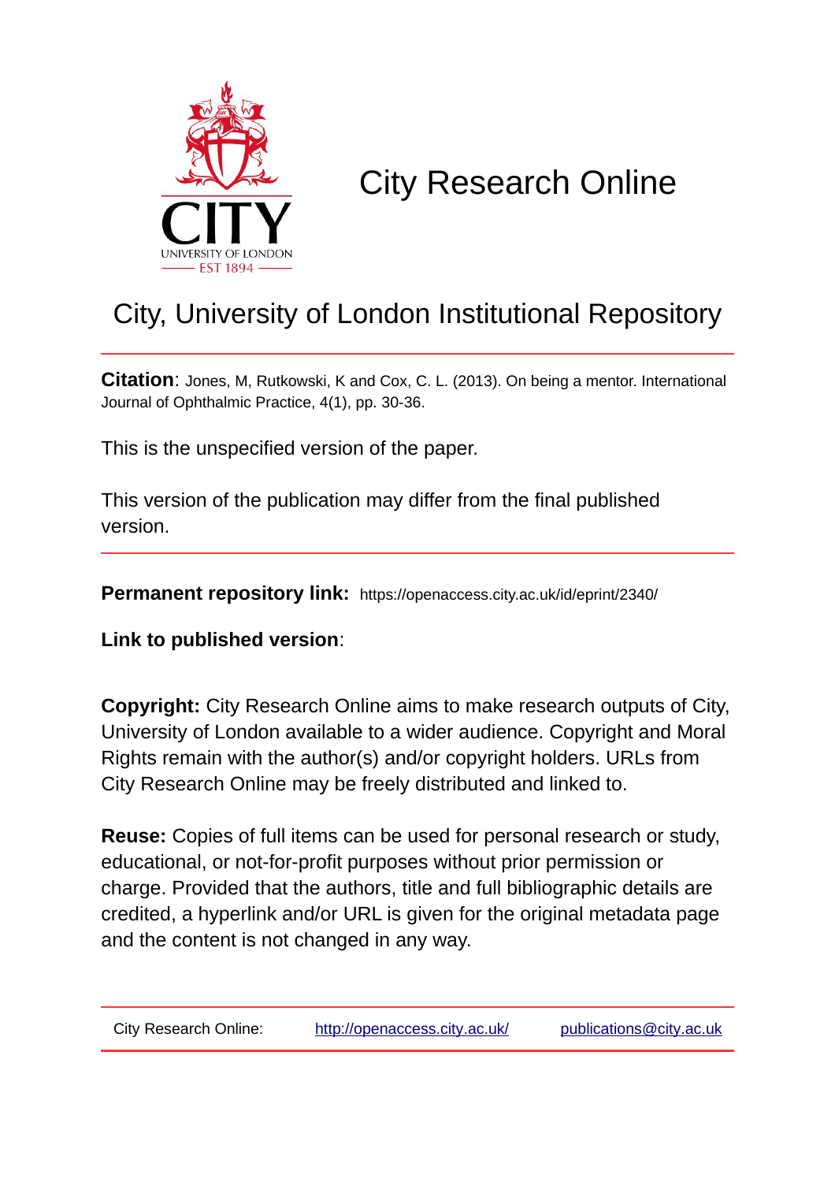# City Research Online

## City, University of London Institutional Repository

**Citation**: Jones, M, Rutkowski, K and Cox, C. L. (2013). On being a mentor. International Journal of Ophthalmic Practice, 4(1), pp. 30-36.

This is the unspecified version of the paper.

This version of the publication may differ from the final published version.

**Permanent repository link:** https://openaccess.city.ac.uk/id/eprint/2340/

**Link to published version**:

**Copyright:** City Research Online aims to make research outputs of City, University of London available to a wider audience. Copyright and Moral Rights remain with the author(s) and/or copyright holders. URLs from City Research Online may be freely distributed and linked to.

**Reuse:** Copies of full items can be used for personal research or study, educational, or not-for-profit purposes without prior permission or charge. Provided that the authors, title and full bibliographic details are credited, a hyperlink and/or URL is given for the original metadata page and the content is not changed in any way.

City Research Online: http://openaccess.city.ac.uk/ publications@city.ac.uk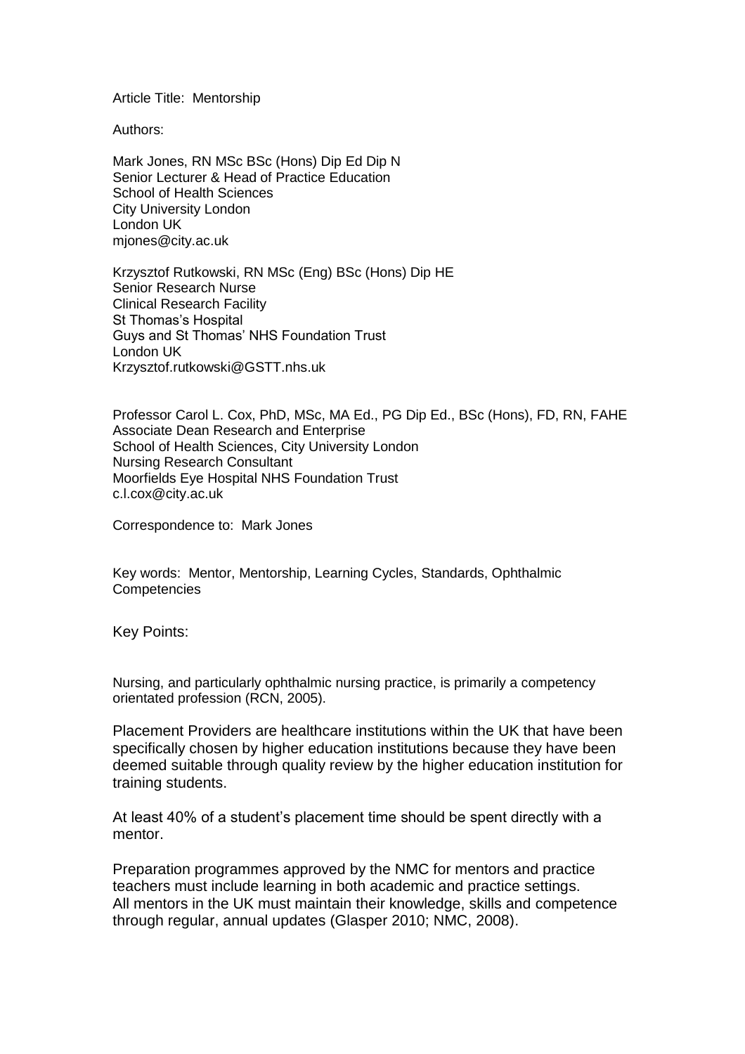Article Title: Mentorship

Authors:

Mark Jones, RN MSc BSc (Hons) Dip Ed Dip N
Senior Lecturer & Head of Practice Education
School of Health Sciences
City University London
London UK
mjones@city.ac.uk

Krzysztof Rutkowski, RN MSc (Eng) BSc (Hons) Dip HE
Senior Research Nurse
Clinical Research Facility
St Thomas's Hospital
Guys and St Thomas' NHS Foundation Trust
London UK
Krzysztof.rutkowski@GSTT.nhs.uk

Professor Carol L. Cox, PhD, MSc, MA Ed., PG Dip Ed., BSc (Hons), FD, RN, FAHE
Associate Dean Research and Enterprise
School of Health Sciences, City University London
Nursing Research Consultant
Moorfields Eye Hospital NHS Foundation Trust
c.l.cox@city.ac.uk

Correspondence to: Mark Jones

Key words: Mentor, Mentorship, Learning Cycles, Standards, Ophthalmic Competencies

Key Points:

Nursing, and particularly ophthalmic nursing practice, is primarily a competency orientated profession (RCN, 2005).

Placement Providers are healthcare institutions within the UK that have been specifically chosen by higher education institutions because they have been deemed suitable through quality review by the higher education institution for training students.

At least 40% of a student's placement time should be spent directly with a mentor.

Preparation programmes approved by the NMC for mentors and practice teachers must include learning in both academic and practice settings.
All mentors in the UK must maintain their knowledge, skills and competence through regular, annual updates (Glasper 2010; NMC, 2008).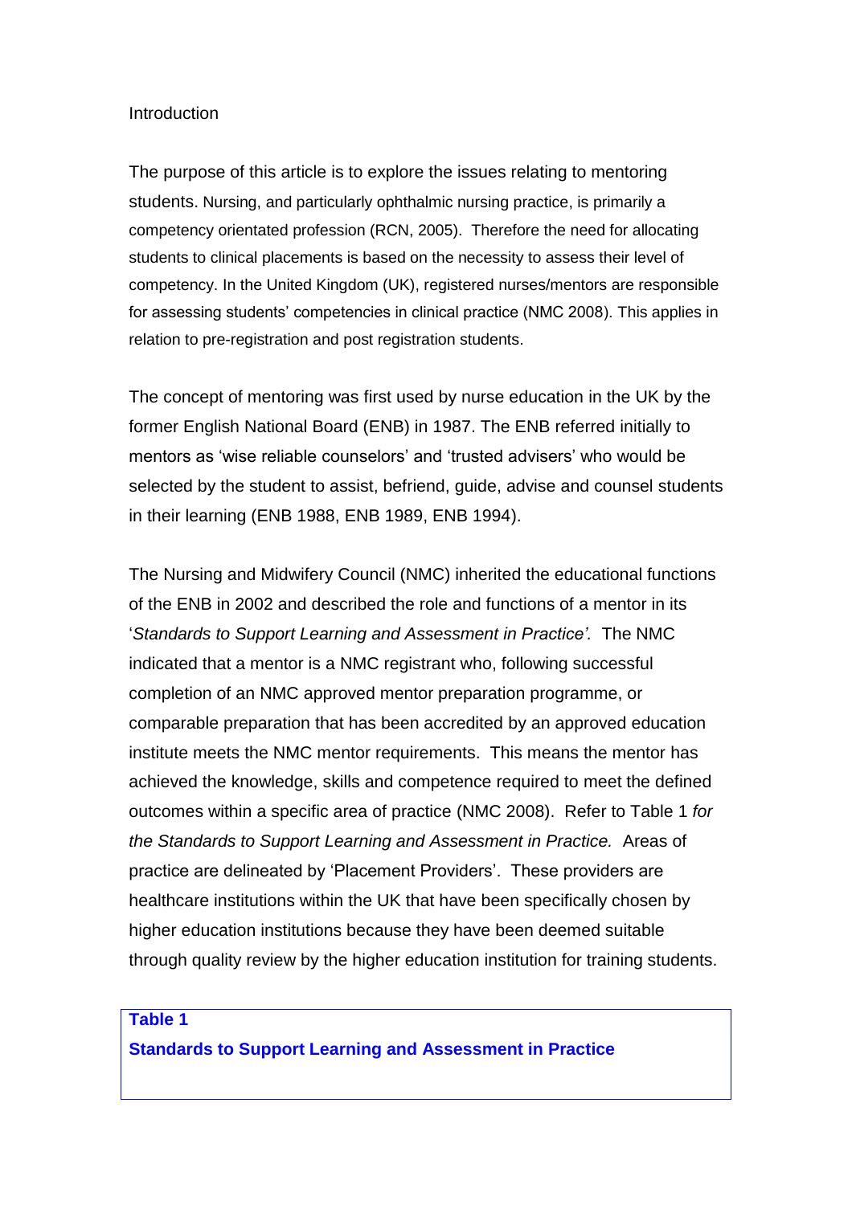## Introduction

The purpose of this article is to explore the issues relating to mentoring students. Nursing, and particularly ophthalmic nursing practice, is primarily a competency orientated profession (RCN, 2005). Therefore the need for allocating students to clinical placements is based on the necessity to assess their level of competency. In the United Kingdom (UK), registered nurses/mentors are responsible for assessing students' competencies in clinical practice (NMC 2008). This applies in relation to pre-registration and post registration students.

The concept of mentoring was first used by nurse education in the UK by the former English National Board (ENB) in 1987. The ENB referred initially to mentors as 'wise reliable counselors' and 'trusted advisers' who would be selected by the student to assist, befriend, guide, advise and counsel students in their learning (ENB 1988, ENB 1989, ENB 1994).

The Nursing and Midwifery Council (NMC) inherited the educational functions of the ENB in 2002 and described the role and functions of a mentor in its '*Standards to Support Learning and Assessment in Practice'.* The NMC indicated that a mentor is a NMC registrant who, following successful completion of an NMC approved mentor preparation programme, or comparable preparation that has been accredited by an approved education institute meets the NMC mentor requirements. This means the mentor has achieved the knowledge, skills and competence required to meet the defined outcomes within a specific area of practice (NMC 2008). Refer to Table 1 *for the Standards to Support Learning and Assessment in Practice.* Areas of practice are delineated by 'Placement Providers'. These providers are healthcare institutions within the UK that have been specifically chosen by higher education institutions because they have been deemed suitable through quality review by the higher education institution for training students.

**Table 1**

**Standards to Support Learning and Assessment in Practice**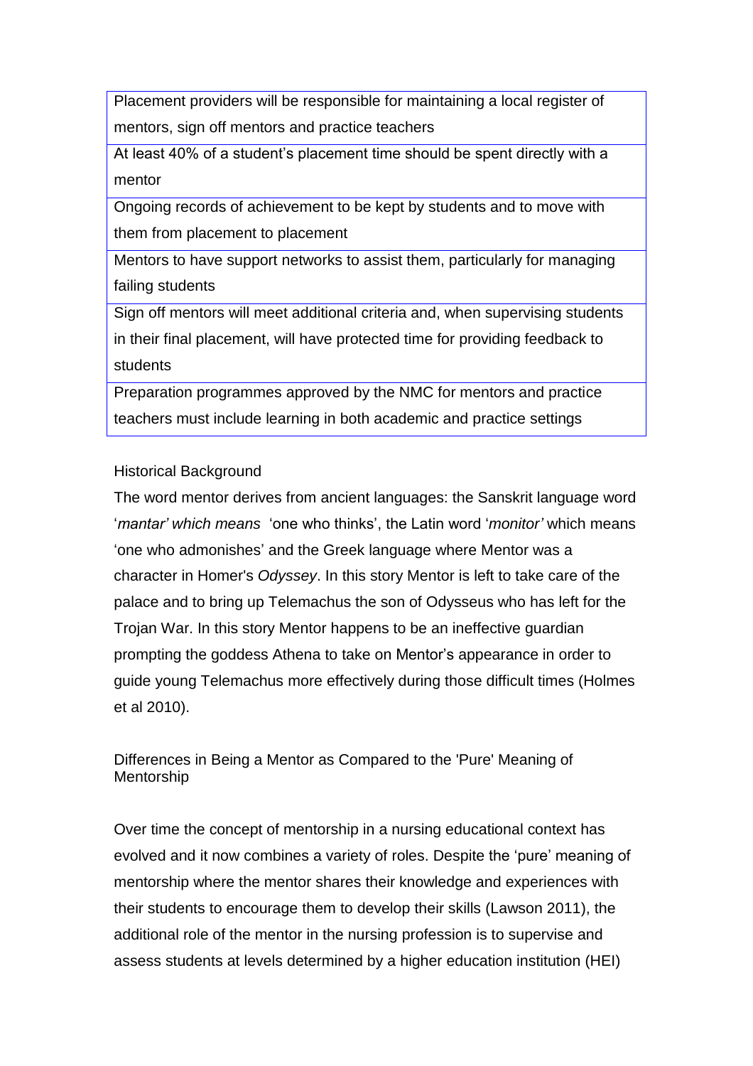| |
|---|
| Placement providers will be responsible for maintaining a local register of mentors, sign off mentors and practice teachers |
| At least 40% of a student's placement time should be spent directly with a mentor |
| Ongoing records of achievement to be kept by students and to move with them from placement to placement |
| Mentors to have support networks to assist them, particularly for managing failing students |
| Sign off mentors will meet additional criteria and, when supervising students in their final placement, will have protected time for providing feedback to students |
| Preparation programmes approved by the NMC for mentors and practice teachers must include learning in both academic and practice settings |

Historical Background

The word mentor derives from ancient languages: the Sanskrit language word '*mantar' which means* 'one who thinks', the Latin word '*monitor'* which means 'one who admonishes' and the Greek language where Mentor was a character in Homer's *Odyssey*. In this story Mentor is left to take care of the palace and to bring up Telemachus the son of Odysseus who has left for the Trojan War. In this story Mentor happens to be an ineffective guardian prompting the goddess Athena to take on Mentor's appearance in order to guide young Telemachus more effectively during those difficult times (Holmes et al 2010).

Differences in Being a Mentor as Compared to the 'Pure' Meaning of Mentorship

Over time the concept of mentorship in a nursing educational context has evolved and it now combines a variety of roles. Despite the 'pure' meaning of mentorship where the mentor shares their knowledge and experiences with their students to encourage them to develop their skills (Lawson 2011), the additional role of the mentor in the nursing profession is to supervise and assess students at levels determined by a higher education institution (HEI)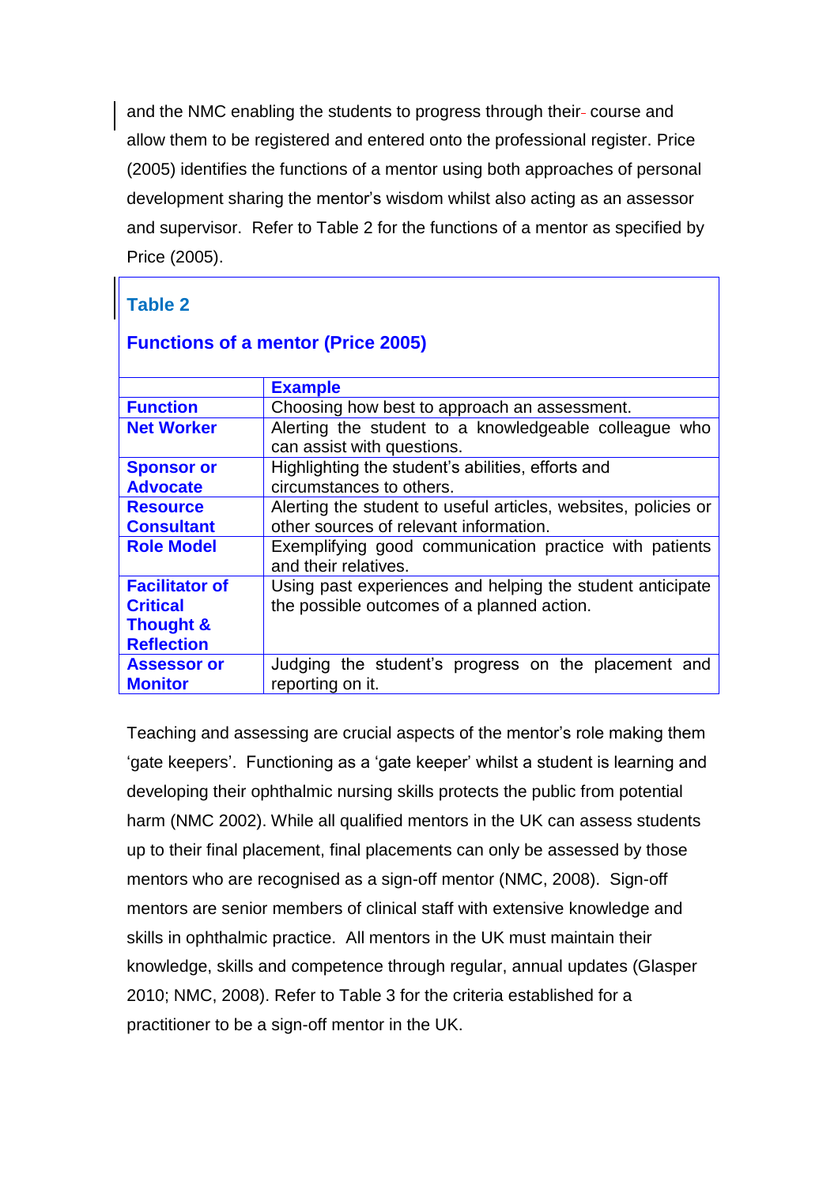and the NMC enabling the students to progress through their course and allow them to be registered and entered onto the professional register. Price (2005) identifies the functions of a mentor using both approaches of personal development sharing the mentor's wisdom whilst also acting as an assessor and supervisor. Refer to Table 2 for the functions of a mentor as specified by Price (2005).

**Table 2**

**Functions of a mentor (Price 2005)**

| | **Example** |
|---|---|
| **Function** | Choosing how best to approach an assessment. |
| **Net Worker** | Alerting the student to a knowledgeable colleague who can assist with questions. |
| **Sponsor or Advocate** | Highlighting the student's abilities, efforts and circumstances to others. |
| **Resource Consultant** | Alerting the student to useful articles, websites, policies or other sources of relevant information. |
| **Role Model** | Exemplifying good communication practice with patients and their relatives. |
| **Facilitator of Critical Thought & Reflection** | Using past experiences and helping the student anticipate the possible outcomes of a planned action. |
| **Assessor or Monitor** | Judging the student's progress on the placement and reporting on it. |

Teaching and assessing are crucial aspects of the mentor's role making them 'gate keepers'. Functioning as a 'gate keeper' whilst a student is learning and developing their ophthalmic nursing skills protects the public from potential harm (NMC 2002). While all qualified mentors in the UK can assess students up to their final placement, final placements can only be assessed by those mentors who are recognised as a sign-off mentor (NMC, 2008). Sign-off mentors are senior members of clinical staff with extensive knowledge and skills in ophthalmic practice. All mentors in the UK must maintain their knowledge, skills and competence through regular, annual updates (Glasper 2010; NMC, 2008). Refer to Table 3 for the criteria established for a practitioner to be a sign-off mentor in the UK.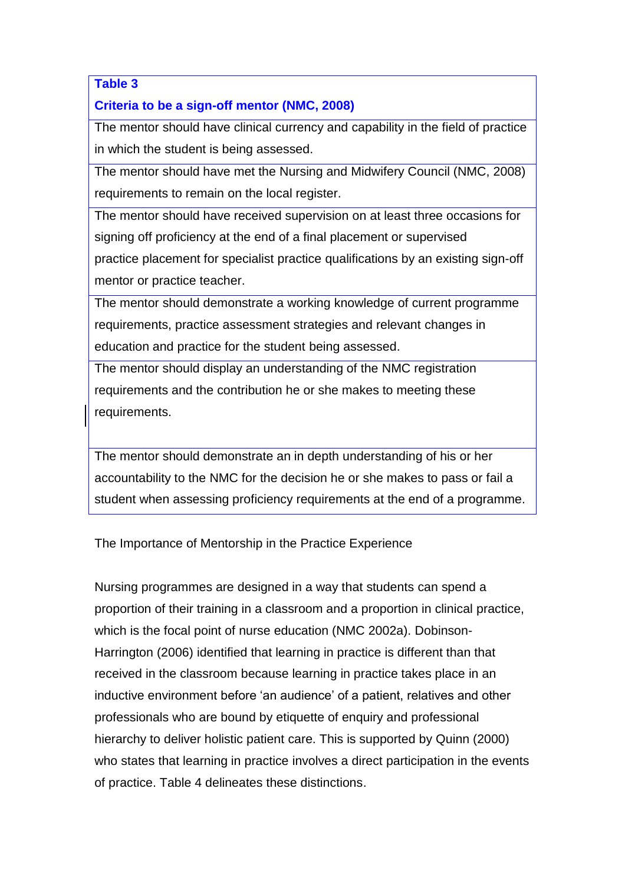| **Table 3** |
|---|
| **Criteria to be a sign-off mentor (NMC, 2008)** |
| The mentor should have clinical currency and capability in the field of practice in which the student is being assessed. |
| The mentor should have met the Nursing and Midwifery Council (NMC, 2008) requirements to remain on the local register. |
| The mentor should have received supervision on at least three occasions for signing off proficiency at the end of a final placement or supervised practice placement for specialist practice qualifications by an existing sign-off mentor or practice teacher. |
| The mentor should demonstrate a working knowledge of current programme requirements, practice assessment strategies and relevant changes in education and practice for the student being assessed. |
| The mentor should display an understanding of the NMC registration requirements and the contribution he or she makes to meeting these requirements. |
| The mentor should demonstrate an in depth understanding of his or her accountability to the NMC for the decision he or she makes to pass or fail a student when assessing proficiency requirements at the end of a programme. |

The Importance of Mentorship in the Practice Experience

Nursing programmes are designed in a way that students can spend a proportion of their training in a classroom and a proportion in clinical practice, which is the focal point of nurse education (NMC 2002a). Dobinson-Harrington (2006) identified that learning in practice is different than that received in the classroom because learning in practice takes place in an inductive environment before 'an audience' of a patient, relatives and other professionals who are bound by etiquette of enquiry and professional hierarchy to deliver holistic patient care. This is supported by Quinn (2000) who states that learning in practice involves a direct participation in the events of practice. Table 4 delineates these distinctions.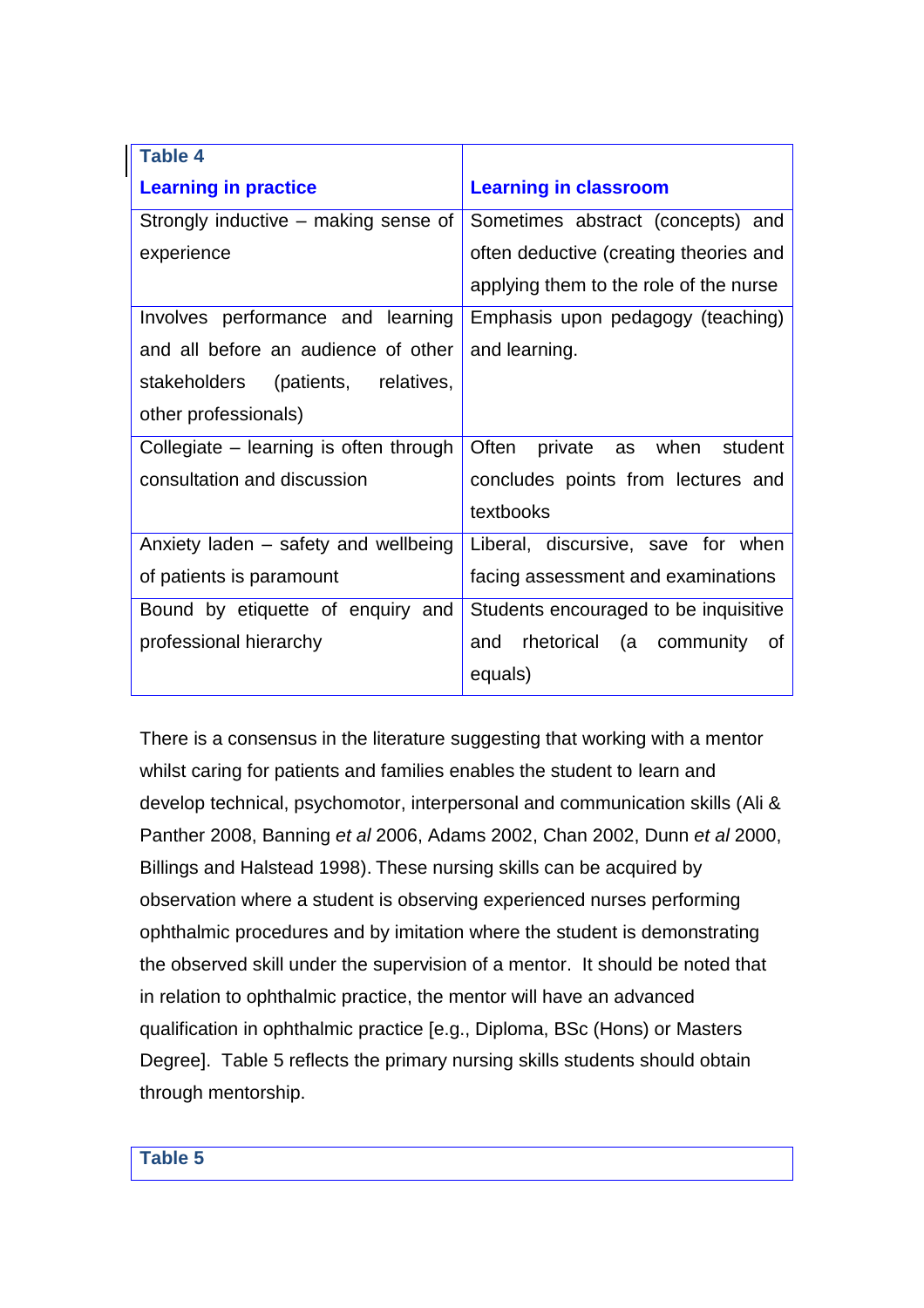**Table 4**

| Learning in practice | Learning in classroom |
|---|---|
| Strongly inductive – making sense of experience | Sometimes abstract (concepts) and often deductive (creating theories and applying them to the role of the nurse |
| Involves performance and learning and all before an audience of other stakeholders (patients, relatives, other professionals) | Emphasis upon pedagogy (teaching) and learning. |
| Collegiate – learning is often through consultation and discussion | Often private as when student concludes points from lectures and textbooks |
| Anxiety laden – safety and wellbeing of patients is paramount | Liberal, discursive, save for when facing assessment and examinations |
| Bound by etiquette of enquiry and professional hierarchy | Students encouraged to be inquisitive and rhetorical (a community of equals) |

There is a consensus in the literature suggesting that working with a mentor whilst caring for patients and families enables the student to learn and develop technical, psychomotor, interpersonal and communication skills (Ali & Panther 2008, Banning *et al* 2006, Adams 2002, Chan 2002, Dunn *et al* 2000, Billings and Halstead 1998). These nursing skills can be acquired by observation where a student is observing experienced nurses performing ophthalmic procedures and by imitation where the student is demonstrating the observed skill under the supervision of a mentor. It should be noted that in relation to ophthalmic practice, the mentor will have an advanced qualification in ophthalmic practice [e.g., Diploma, BSc (Hons) or Masters Degree]. Table 5 reflects the primary nursing skills students should obtain through mentorship.

**Table 5**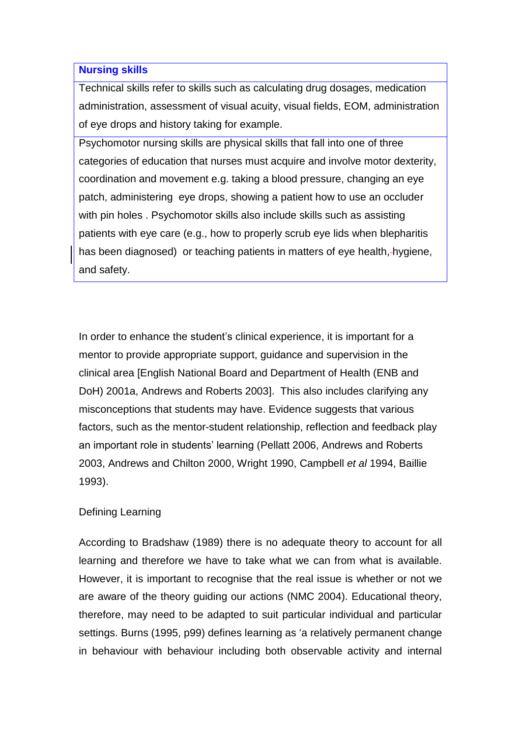| **Nursing skills** |
| --- |
| Technical skills refer to skills such as calculating drug dosages, medication administration, assessment of visual acuity, visual fields, EOM, administration of eye drops and history taking for example. |
| Psychomotor nursing skills are physical skills that fall into one of three categories of education that nurses must acquire and involve motor dexterity, coordination and movement e.g. taking a blood pressure, changing an eye patch, administering eye drops, showing a patient how to use an occluder with pin holes . Psychomotor skills also include skills such as assisting patients with eye care (e.g., how to properly scrub eye lids when blepharitis has been diagnosed) or teaching patients in matters of eye health, hygiene, and safety. |

In order to enhance the student's clinical experience, it is important for a mentor to provide appropriate support, guidance and supervision in the clinical area [English National Board and Department of Health (ENB and DoH) 2001a, Andrews and Roberts 2003]. This also includes clarifying any misconceptions that students may have. Evidence suggests that various factors, such as the mentor-student relationship, reflection and feedback play an important role in students' learning (Pellatt 2006, Andrews and Roberts 2003, Andrews and Chilton 2000, Wright 1990, Campbell *et al* 1994, Baillie 1993).

Defining Learning

According to Bradshaw (1989) there is no adequate theory to account for all learning and therefore we have to take what we can from what is available. However, it is important to recognise that the real issue is whether or not we are aware of the theory guiding our actions (NMC 2004). Educational theory, therefore, may need to be adapted to suit particular individual and particular settings. Burns (1995, p99) defines learning as 'a relatively permanent change in behaviour with behaviour including both observable activity and internal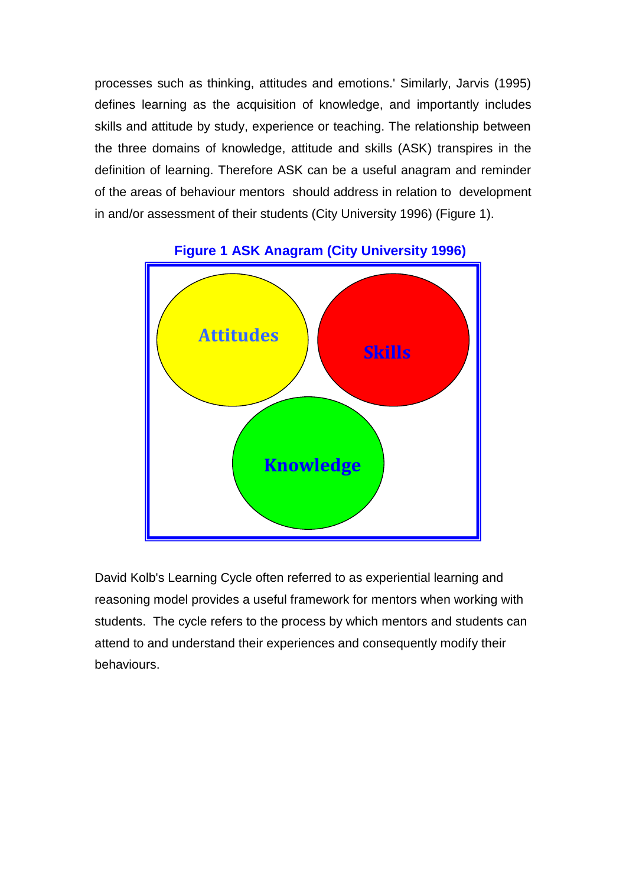processes such as thinking, attitudes and emotions.' Similarly, Jarvis (1995) defines learning as the acquisition of knowledge, and importantly includes skills and attitude by study, experience or teaching. The relationship between the three domains of knowledge, attitude and skills (ASK) transpires in the definition of learning. Therefore ASK can be a useful anagram and reminder of the areas of behaviour mentors should address in relation to development in and/or assessment of their students (City University 1996) (Figure 1).

**Figure 1 ASK Anagram (City University 1996)**

Attitudes

Skills

Knowledge

David Kolb's Learning Cycle often referred to as experiential learning and reasoning model provides a useful framework for mentors when working with students. The cycle refers to the process by which mentors and students can attend to and understand their experiences and consequently modify their behaviours.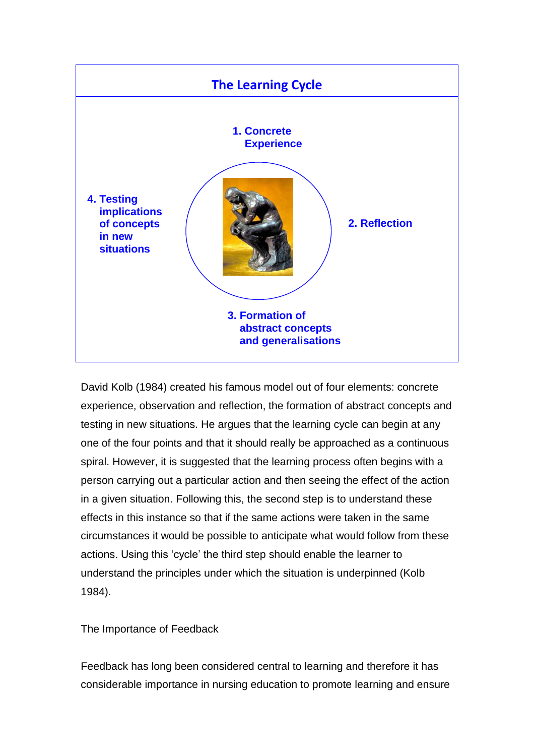## The Learning Cycle

1. Concrete Experience

2. Reflection

3. Formation of abstract concepts and generalisations

4. Testing implications of concepts in new situations

David Kolb (1984) created his famous model out of four elements: concrete experience, observation and reflection, the formation of abstract concepts and testing in new situations. He argues that the learning cycle can begin at any one of the four points and that it should really be approached as a continuous spiral. However, it is suggested that the learning process often begins with a person carrying out a particular action and then seeing the effect of the action in a given situation. Following this, the second step is to understand these effects in this instance so that if the same actions were taken in the same circumstances it would be possible to anticipate what would follow from these actions. Using this 'cycle' the third step should enable the learner to understand the principles under which the situation is underpinned (Kolb 1984).

The Importance of Feedback

Feedback has long been considered central to learning and therefore it has considerable importance in nursing education to promote learning and ensure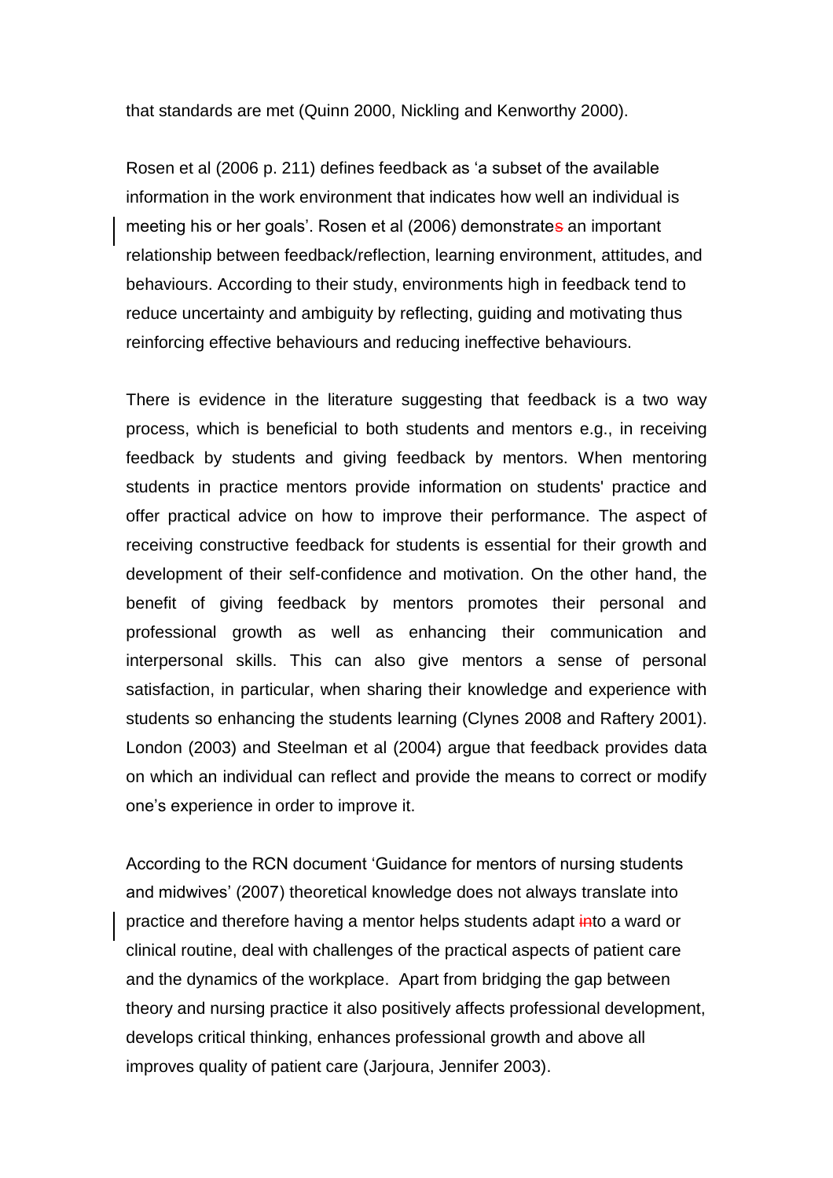that standards are met (Quinn 2000, Nickling and Kenworthy 2000).

Rosen et al (2006 p. 211) defines feedback as 'a subset of the available information in the work environment that indicates how well an individual is meeting his or her goals'. Rosen et al (2006) demonstrate~~s~~ an important relationship between feedback/reflection, learning environment, attitudes, and behaviours. According to their study, environments high in feedback tend to reduce uncertainty and ambiguity by reflecting, guiding and motivating thus reinforcing effective behaviours and reducing ineffective behaviours.

There is evidence in the literature suggesting that feedback is a two way process, which is beneficial to both students and mentors e.g., in receiving feedback by students and giving feedback by mentors. When mentoring students in practice mentors provide information on students' practice and offer practical advice on how to improve their performance. The aspect of receiving constructive feedback for students is essential for their growth and development of their self-confidence and motivation. On the other hand, the benefit of giving feedback by mentors promotes their personal and professional growth as well as enhancing their communication and interpersonal skills. This can also give mentors a sense of personal satisfaction, in particular, when sharing their knowledge and experience with students so enhancing the students learning (Clynes 2008 and Raftery 2001). London (2003) and Steelman et al (2004) argue that feedback provides data on which an individual can reflect and provide the means to correct or modify one's experience in order to improve it.

According to the RCN document 'Guidance for mentors of nursing students and midwives' (2007) theoretical knowledge does not always translate into practice and therefore having a mentor helps students adapt ~~in~~to a ward or clinical routine, deal with challenges of the practical aspects of patient care and the dynamics of the workplace. Apart from bridging the gap between theory and nursing practice it also positively affects professional development, develops critical thinking, enhances professional growth and above all improves quality of patient care (Jarjoura, Jennifer 2003).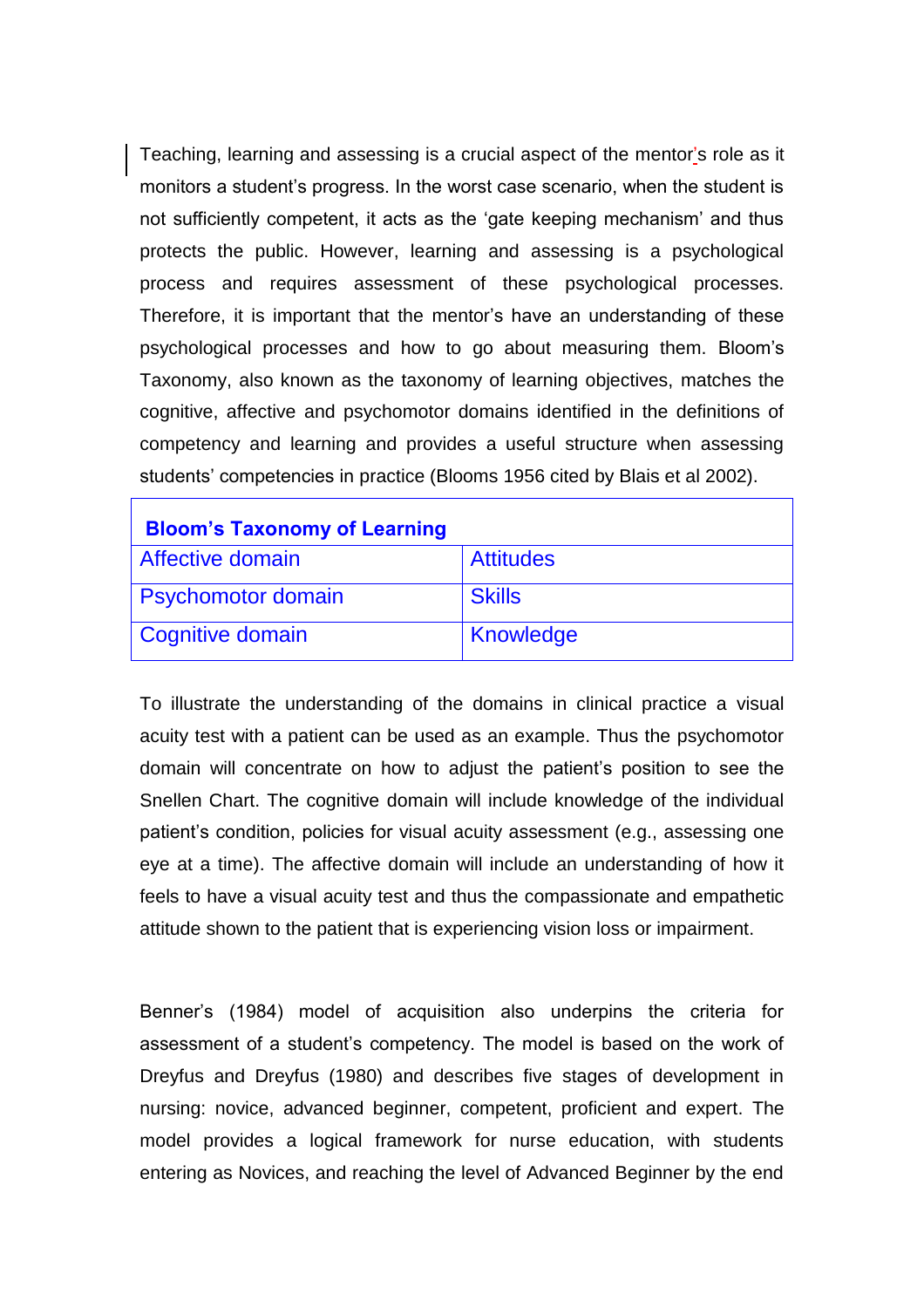Teaching, learning and assessing is a crucial aspect of the mentor's role as it monitors a student's progress. In the worst case scenario, when the student is not sufficiently competent, it acts as the 'gate keeping mechanism' and thus protects the public. However, learning and assessing is a psychological process and requires assessment of these psychological processes. Therefore, it is important that the mentor's have an understanding of these psychological processes and how to go about measuring them. Bloom's Taxonomy, also known as the taxonomy of learning objectives, matches the cognitive, affective and psychomotor domains identified in the definitions of competency and learning and provides a useful structure when assessing students' competencies in practice (Blooms 1956 cited by Blais et al 2002).

| **Bloom's Taxonomy of Learning** | |
|---|---|
| Affective domain | Attitudes |
| Psychomotor domain | Skills |
| Cognitive domain | Knowledge |

To illustrate the understanding of the domains in clinical practice a visual acuity test with a patient can be used as an example. Thus the psychomotor domain will concentrate on how to adjust the patient's position to see the Snellen Chart. The cognitive domain will include knowledge of the individual patient's condition, policies for visual acuity assessment (e.g., assessing one eye at a time). The affective domain will include an understanding of how it feels to have a visual acuity test and thus the compassionate and empathetic attitude shown to the patient that is experiencing vision loss or impairment.

Benner's (1984) model of acquisition also underpins the criteria for assessment of a student's competency. The model is based on the work of Dreyfus and Dreyfus (1980) and describes five stages of development in nursing: novice, advanced beginner, competent, proficient and expert. The model provides a logical framework for nurse education, with students entering as Novices, and reaching the level of Advanced Beginner by the end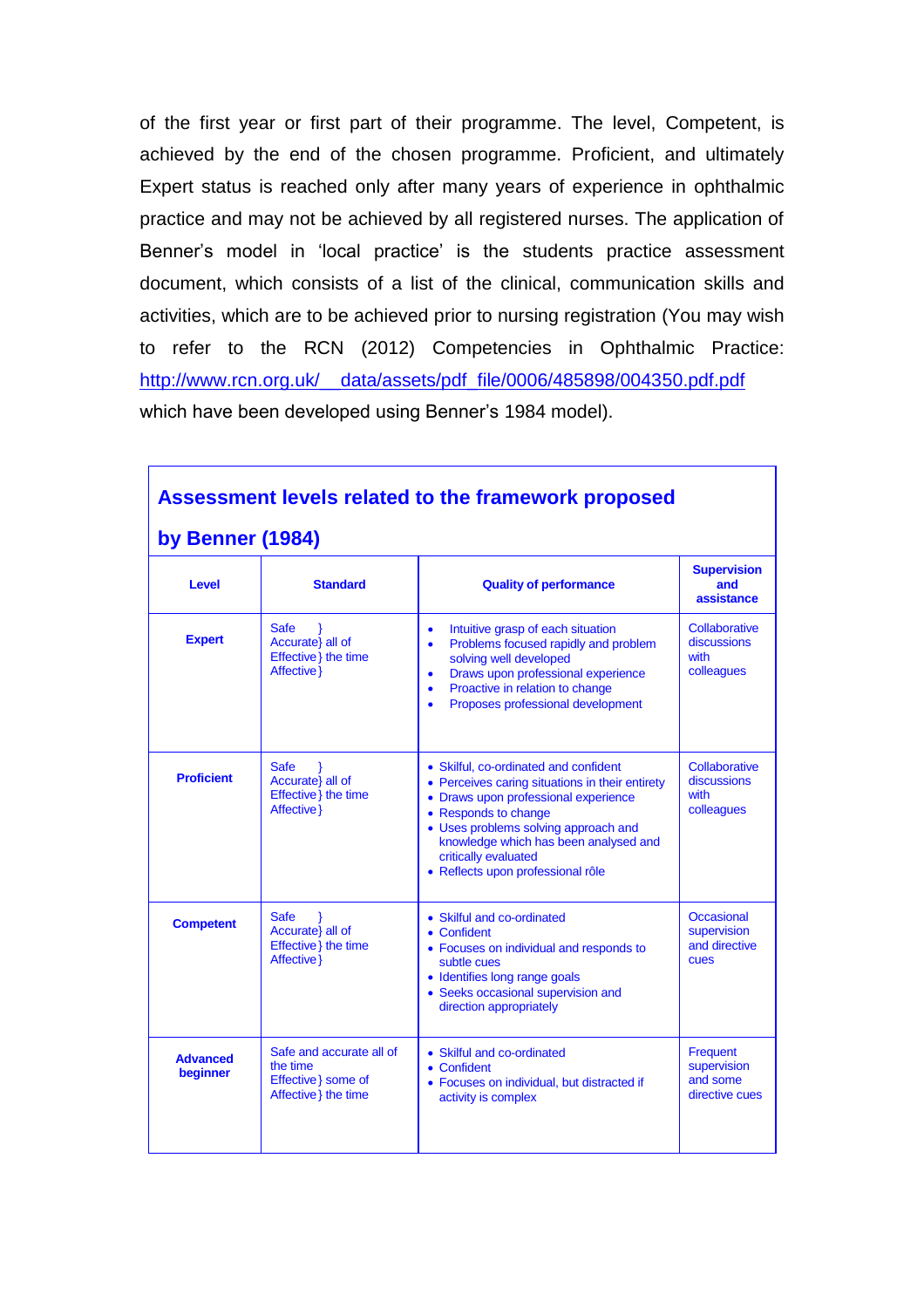of the first year or first part of their programme. The level, Competent, is achieved by the end of the chosen programme. Proficient, and ultimately Expert status is reached only after many years of experience in ophthalmic practice and may not be achieved by all registered nurses. The application of Benner's model in 'local practice' is the students practice assessment document, which consists of a list of the clinical, communication skills and activities, which are to be achieved prior to nursing registration (You may wish to refer to the RCN (2012) Competencies in Ophthalmic Practice: http://www.rcn.org.uk/__data/assets/pdf_file/0006/485898/004350.pdf.pdf which have been developed using Benner's 1984 model).

## Assessment levels related to the framework proposed by Benner (1984)

| Level | Standard | Quality of performance | Supervision and assistance |
|---|---|---|---|
| **Expert** | Safe } Accurate} all of Effective} the time Affective} | • Intuitive grasp of each situation<br>• Problems focused rapidly and problem solving well developed<br>• Draws upon professional experience<br>• Proactive in relation to change<br>• Proposes professional development | Collaborative discussions with colleagues |
| **Proficient** | Safe } Accurate} all of Effective} the time Affective} | • Skilful, co-ordinated and confident<br>• Perceives caring situations in their entirety<br>• Draws upon professional experience<br>• Responds to change<br>• Uses problems solving approach and knowledge which has been analysed and critically evaluated<br>• Reflects upon professional rôle | Collaborative discussions with colleagues |
| **Competent** | Safe } Accurate} all of Effective} the time Affective} | • Skilful and co-ordinated<br>• Confident<br>• Focuses on individual and responds to subtle cues<br>• Identifies long range goals<br>• Seeks occasional supervision and direction appropriately | Occasional supervision and directive cues |
| **Advanced beginner** | Safe and accurate all of the time Effective} some of Affective} the time | • Skilful and co-ordinated<br>• Confident<br>• Focuses on individual, but distracted if activity is complex | Frequent supervision and some directive cues |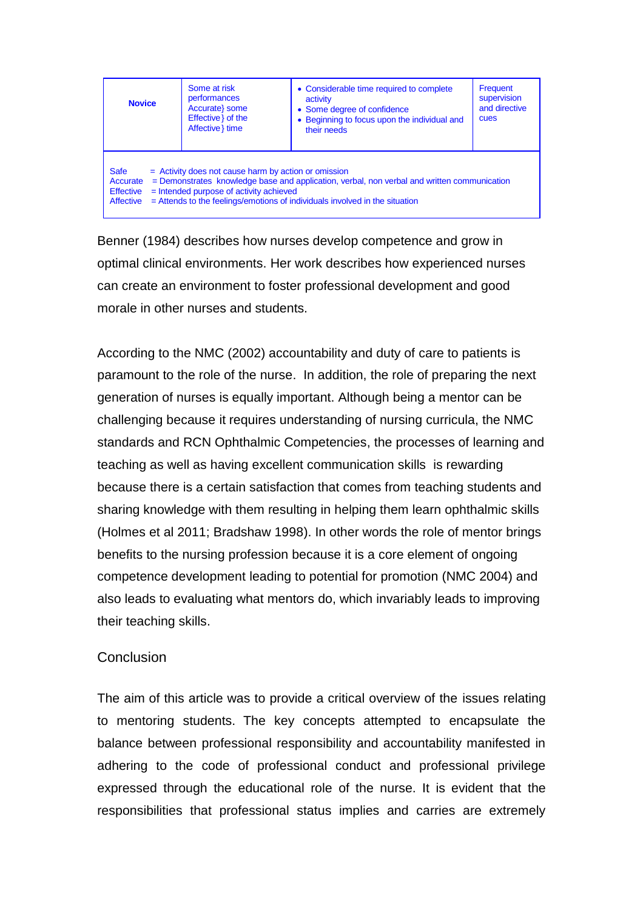| Novice | Some at risk performances Accurate} some Effective} of the Affective} time | • Considerable time required to complete activity<br>• Some degree of confidence<br>• Beginning to focus upon the individual and their needs | Frequent supervision and directive cues |
|---|---|---|---|
| Safe = Activity does not cause harm by action or omission<br>Accurate = Demonstrates knowledge base and application, verbal, non verbal and written communication<br>Effective = Intended purpose of activity achieved<br>Affective = Attends to the feelings/emotions of individuals involved in the situation | | | |

Benner (1984) describes how nurses develop competence and grow in optimal clinical environments. Her work describes how experienced nurses can create an environment to foster professional development and good morale in other nurses and students.

According to the NMC (2002) accountability and duty of care to patients is paramount to the role of the nurse. In addition, the role of preparing the next generation of nurses is equally important. Although being a mentor can be challenging because it requires understanding of nursing curricula, the NMC standards and RCN Ophthalmic Competencies, the processes of learning and teaching as well as having excellent communication skills is rewarding because there is a certain satisfaction that comes from teaching students and sharing knowledge with them resulting in helping them learn ophthalmic skills (Holmes et al 2011; Bradshaw 1998). In other words the role of mentor brings benefits to the nursing profession because it is a core element of ongoing competence development leading to potential for promotion (NMC 2004) and also leads to evaluating what mentors do, which invariably leads to improving their teaching skills.

## Conclusion

The aim of this article was to provide a critical overview of the issues relating to mentoring students. The key concepts attempted to encapsulate the balance between professional responsibility and accountability manifested in adhering to the code of professional conduct and professional privilege expressed through the educational role of the nurse. It is evident that the responsibilities that professional status implies and carries are extremely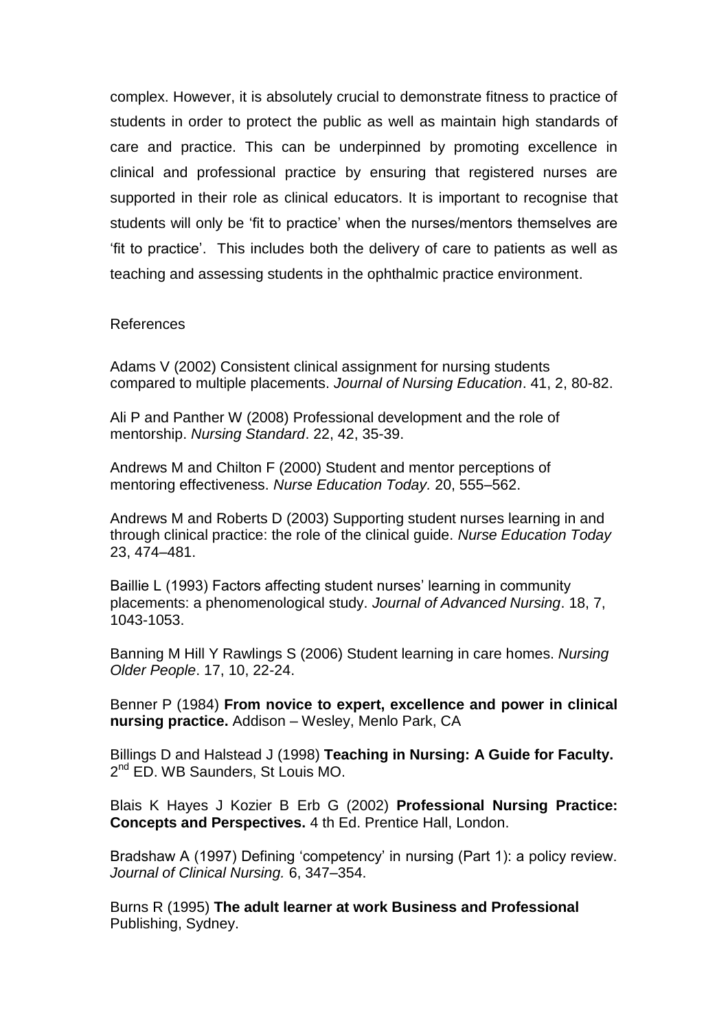complex. However, it is absolutely crucial to demonstrate fitness to practice of students in order to protect the public as well as maintain high standards of care and practice. This can be underpinned by promoting excellence in clinical and professional practice by ensuring that registered nurses are supported in their role as clinical educators. It is important to recognise that students will only be 'fit to practice' when the nurses/mentors themselves are 'fit to practice'. This includes both the delivery of care to patients as well as teaching and assessing students in the ophthalmic practice environment.

References

Adams V (2002) Consistent clinical assignment for nursing students compared to multiple placements. *Journal of Nursing Education*. 41, 2, 80-82.

Ali P and Panther W (2008) Professional development and the role of mentorship. *Nursing Standard*. 22, 42, 35-39.

Andrews M and Chilton F (2000) Student and mentor perceptions of mentoring effectiveness. *Nurse Education Today.* 20, 555–562.

Andrews M and Roberts D (2003) Supporting student nurses learning in and through clinical practice: the role of the clinical guide. *Nurse Education Today* 23, 474–481.

Baillie L (1993) Factors affecting student nurses' learning in community placements: a phenomenological study. *Journal of Advanced Nursing*. 18, 7, 1043-1053.

Banning M Hill Y Rawlings S (2006) Student learning in care homes. *Nursing Older People*. 17, 10, 22-24.

Benner P (1984) **From novice to expert, excellence and power in clinical nursing practice.** Addison – Wesley, Menlo Park, CA

Billings D and Halstead J (1998) **Teaching in Nursing: A Guide for Faculty.** 2nd ED. WB Saunders, St Louis MO.

Blais K Hayes J Kozier B Erb G (2002) **Professional Nursing Practice: Concepts and Perspectives.** 4 th Ed. Prentice Hall, London.

Bradshaw A (1997) Defining 'competency' in nursing (Part 1): a policy review. *Journal of Clinical Nursing.* 6, 347–354.

Burns R (1995) **The adult learner at work Business and Professional** Publishing, Sydney.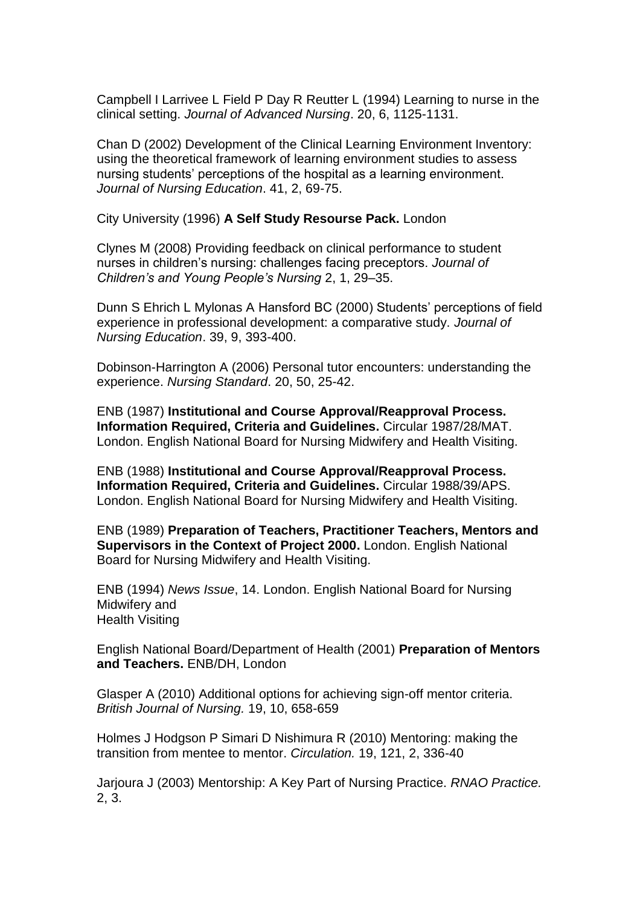Campbell I Larrivee L Field P Day R Reutter L (1994) Learning to nurse in the clinical setting. *Journal of Advanced Nursing*. 20, 6, 1125-1131.

Chan D (2002) Development of the Clinical Learning Environment Inventory: using the theoretical framework of learning environment studies to assess nursing students' perceptions of the hospital as a learning environment. *Journal of Nursing Education*. 41, 2, 69-75.

City University (1996) **A Self Study Resourse Pack.** London

Clynes M (2008) Providing feedback on clinical performance to student nurses in children's nursing: challenges facing preceptors. *Journal of Children's and Young People's Nursing* 2, 1, 29–35.

Dunn S Ehrich L Mylonas A Hansford BC (2000) Students' perceptions of field experience in professional development: a comparative study. *Journal of Nursing Education*. 39, 9, 393-400.

Dobinson-Harrington A (2006) Personal tutor encounters: understanding the experience. *Nursing Standard*. 20, 50, 25-42.

ENB (1987) **Institutional and Course Approval/Reapproval Process. Information Required, Criteria and Guidelines.** Circular 1987/28/MAT. London. English National Board for Nursing Midwifery and Health Visiting.

ENB (1988) **Institutional and Course Approval/Reapproval Process. Information Required, Criteria and Guidelines.** Circular 1988/39/APS. London. English National Board for Nursing Midwifery and Health Visiting.

ENB (1989) **Preparation of Teachers, Practitioner Teachers, Mentors and Supervisors in the Context of Project 2000.** London. English National Board for Nursing Midwifery and Health Visiting.

ENB (1994) *News Issue*, 14. London. English National Board for Nursing Midwifery and
Health Visiting

English National Board/Department of Health (2001) **Preparation of Mentors and Teachers.** ENB/DH, London

Glasper A (2010) Additional options for achieving sign-off mentor criteria. *British Journal of Nursing.* 19, 10, 658-659

Holmes J Hodgson P Simari D Nishimura R (2010) Mentoring: making the transition from mentee to mentor. *Circulation.* 19, 121, 2, 336-40

Jarjoura J (2003) Mentorship: A Key Part of Nursing Practice. *RNAO Practice.* 2, 3.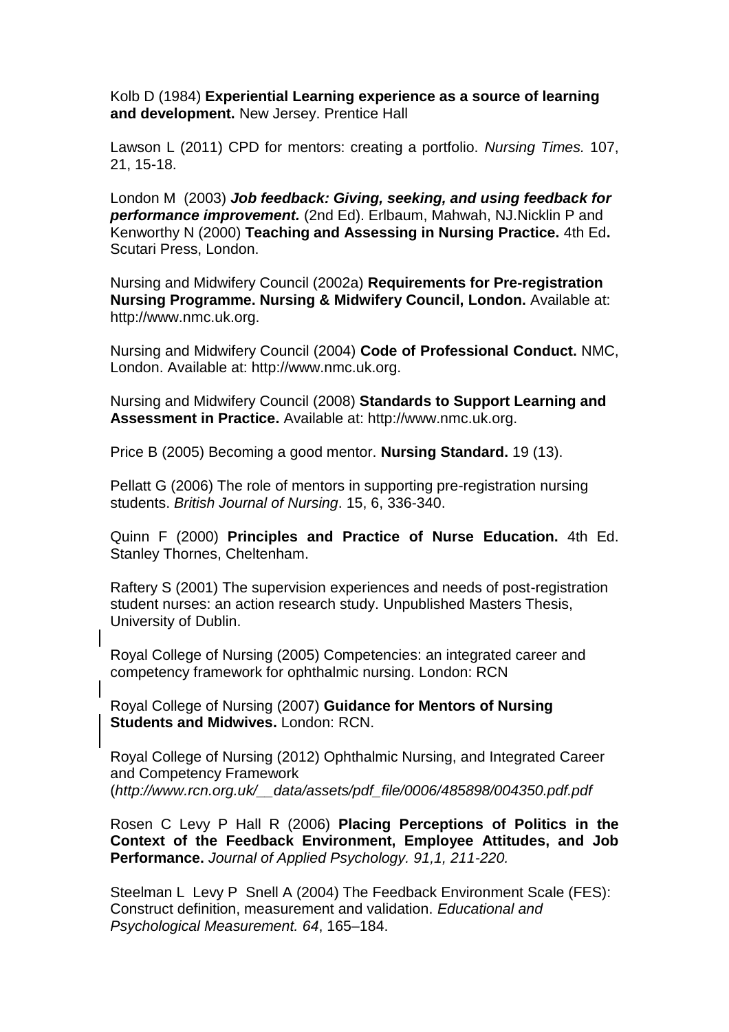Kolb D (1984) **Experiential Learning experience as a source of learning and development.** New Jersey. Prentice Hall

Lawson L (2011) CPD for mentors: creating a portfolio. *Nursing Times.* 107, 21, 15-18.

London M (2003) ***Job feedback: Giving, seeking, and using feedback for performance improvement.*** (2nd Ed). Erlbaum, Mahwah, NJ.Nicklin P and Kenworthy N (2000) **Teaching and Assessing in Nursing Practice.** 4th Ed**.** Scutari Press, London.

Nursing and Midwifery Council (2002a) **Requirements for Pre-registration Nursing Programme. Nursing & Midwifery Council, London.** Available at: http://www.nmc.uk.org.

Nursing and Midwifery Council (2004) **Code of Professional Conduct.** NMC, London. Available at: http://www.nmc.uk.org.

Nursing and Midwifery Council (2008) **Standards to Support Learning and Assessment in Practice.** Available at: http://www.nmc.uk.org.

Price B (2005) Becoming a good mentor. **Nursing Standard.** 19 (13).

Pellatt G (2006) The role of mentors in supporting pre-registration nursing students. *British Journal of Nursing*. 15, 6, 336-340.

Quinn F (2000) **Principles and Practice of Nurse Education.** 4th Ed. Stanley Thornes, Cheltenham.

Raftery S (2001) The supervision experiences and needs of post-registration student nurses: an action research study. Unpublished Masters Thesis, University of Dublin.

Royal College of Nursing (2005) Competencies: an integrated career and competency framework for ophthalmic nursing. London: RCN

Royal College of Nursing (2007) **Guidance for Mentors of Nursing Students and Midwives.** London: RCN.

Royal College of Nursing (2012) Ophthalmic Nursing, and Integrated Career and Competency Framework (*http://www.rcn.org.uk/__data/assets/pdf_file/0006/485898/004350.pdf.pdf*

Rosen C Levy P Hall R (2006) **Placing Perceptions of Politics in the Context of the Feedback Environment, Employee Attitudes, and Job Performance.** *Journal of Applied Psychology. 91,1, 211-220.*

Steelman L Levy P Snell A (2004) The Feedback Environment Scale (FES): Construct definition, measurement and validation. *Educational and Psychological Measurement. 64*, 165–184.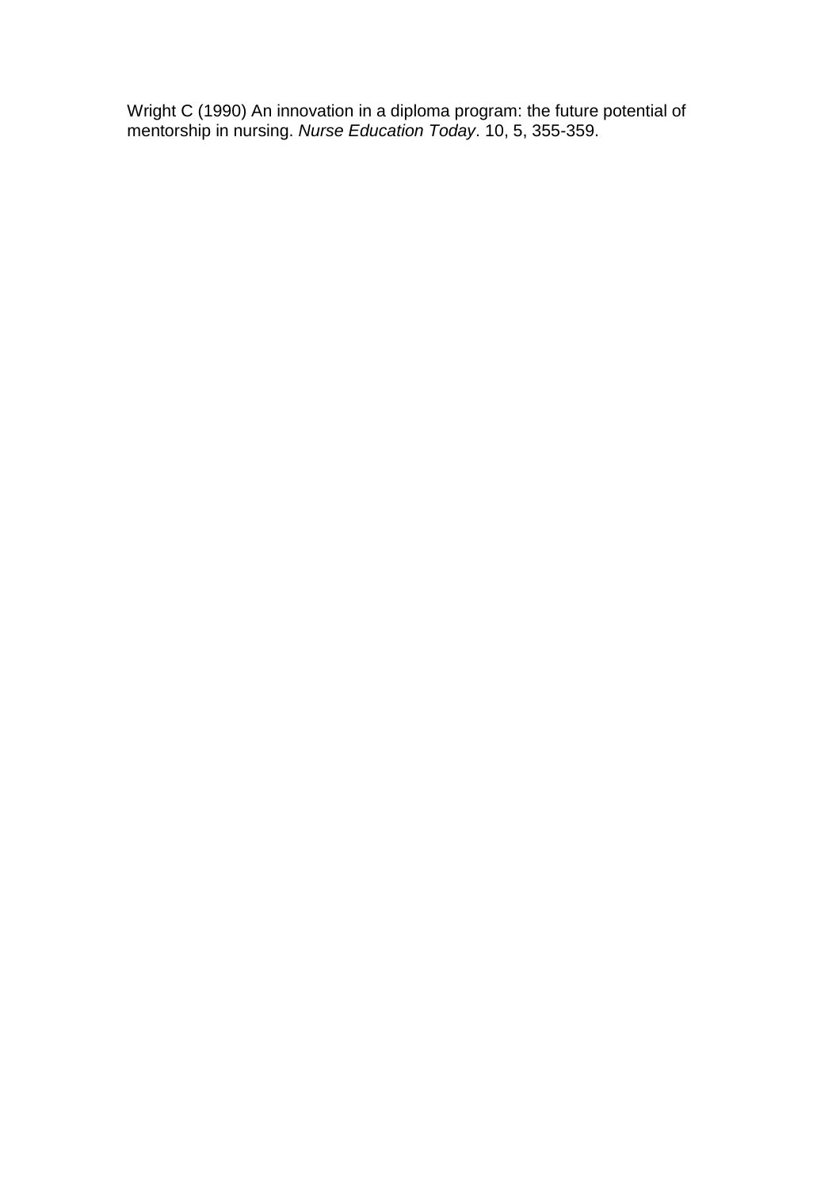Wright C (1990) An innovation in a diploma program: the future potential of mentorship in nursing. *Nurse Education Today*. 10, 5, 355-359.